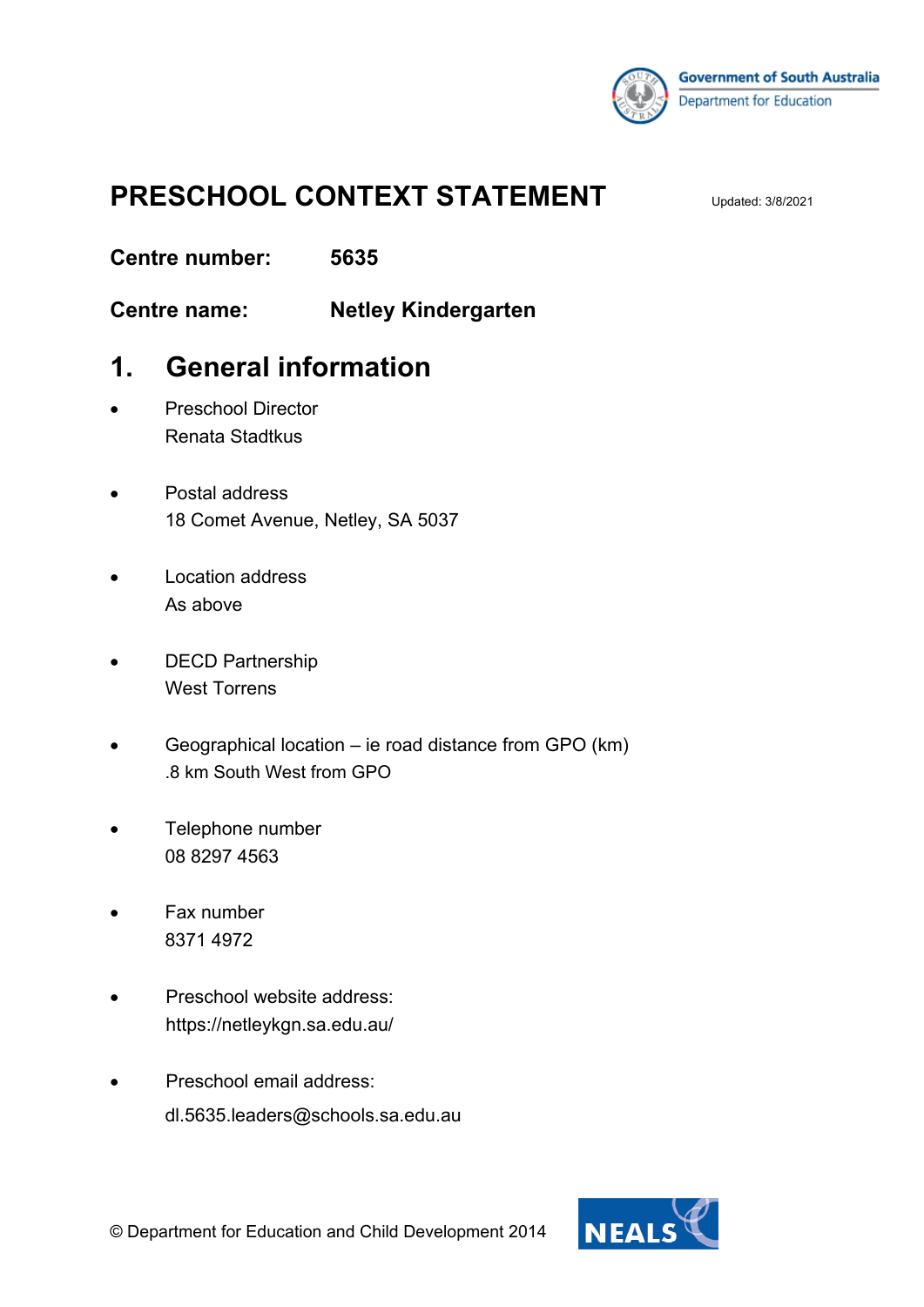Government of South Australia
Department for Education

# PRESCHOOL CONTEXT STATEMENT

Updated: 3/8/2021

**Centre number:** **5635**

**Centre name:** **Netley Kindergarten**

## 1. General information

- Preschool Director
  Renata Stadtkus

- Postal address
  18 Comet Avenue, Netley, SA 5037

- Location address
  As above

- DECD Partnership
  West Torrens

- Geographical location – ie road distance from GPO (km)
  .8 km South West from GPO

- Telephone number
  08 8297 4563

- Fax number
  8371 4972

- Preschool website address:
  https://netleykgn.sa.edu.au/

- Preschool email address:
  dl.5635.leaders@schools.sa.edu.au

© Department for Education and Child Development 2014

NEALS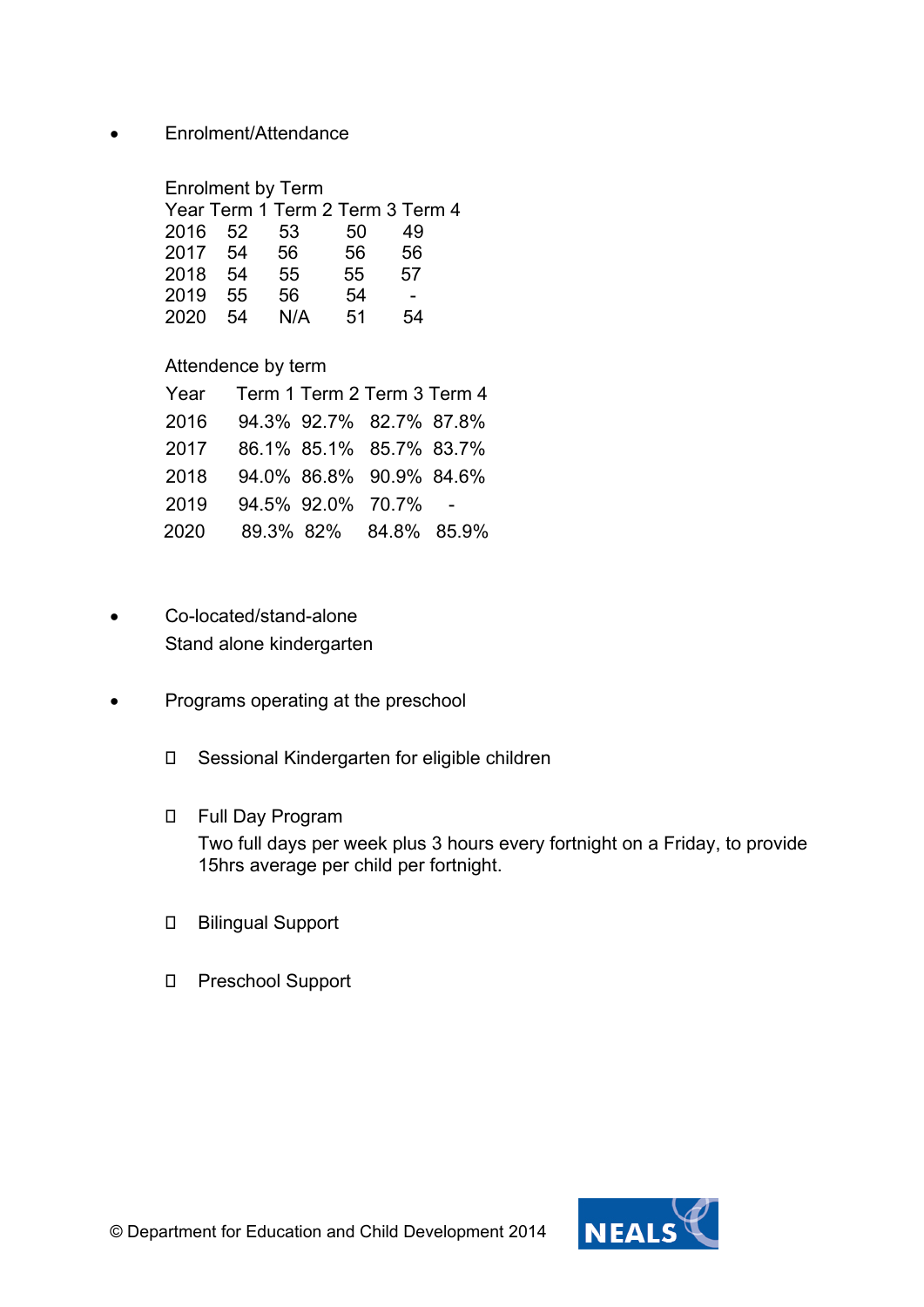- Enrolment/Attendance

Enrolment by Term

| Year | Term 1 | Term 2 | Term 3 | Term 4 |
|---|---|---|---|---|
| 2016 | 52 | 53 | 50 | 49 |
| 2017 | 54 | 56 | 56 | 56 |
| 2018 | 54 | 55 | 55 | 57 |
| 2019 | 55 | 56 | 54 | - |
| 2020 | 54 | N/A | 51 | 54 |

Attendence by term

| Year | Term 1 | Term 2 | Term 3 | Term 4 |
|---|---|---|---|---|
| 2016 | 94.3% | 92.7% | 82.7% | 87.8% |
| 2017 | 86.1% | 85.1% | 85.7% | 83.7% |
| 2018 | 94.0% | 86.8% | 90.9% | 84.6% |
| 2019 | 94.5% | 92.0% | 70.7% | - |
| 2020 | 89.3% | 82% | 84.8% | 85.9% |

- Co-located/stand-alone
  Stand alone kindergarten

- Programs operating at the preschool

  - Sessional Kindergarten for eligible children

  - Full Day Program
    Two full days per week plus 3 hours every fortnight on a Friday, to provide 15hrs average per child per fortnight.

  - Bilingual Support

  - Preschool Support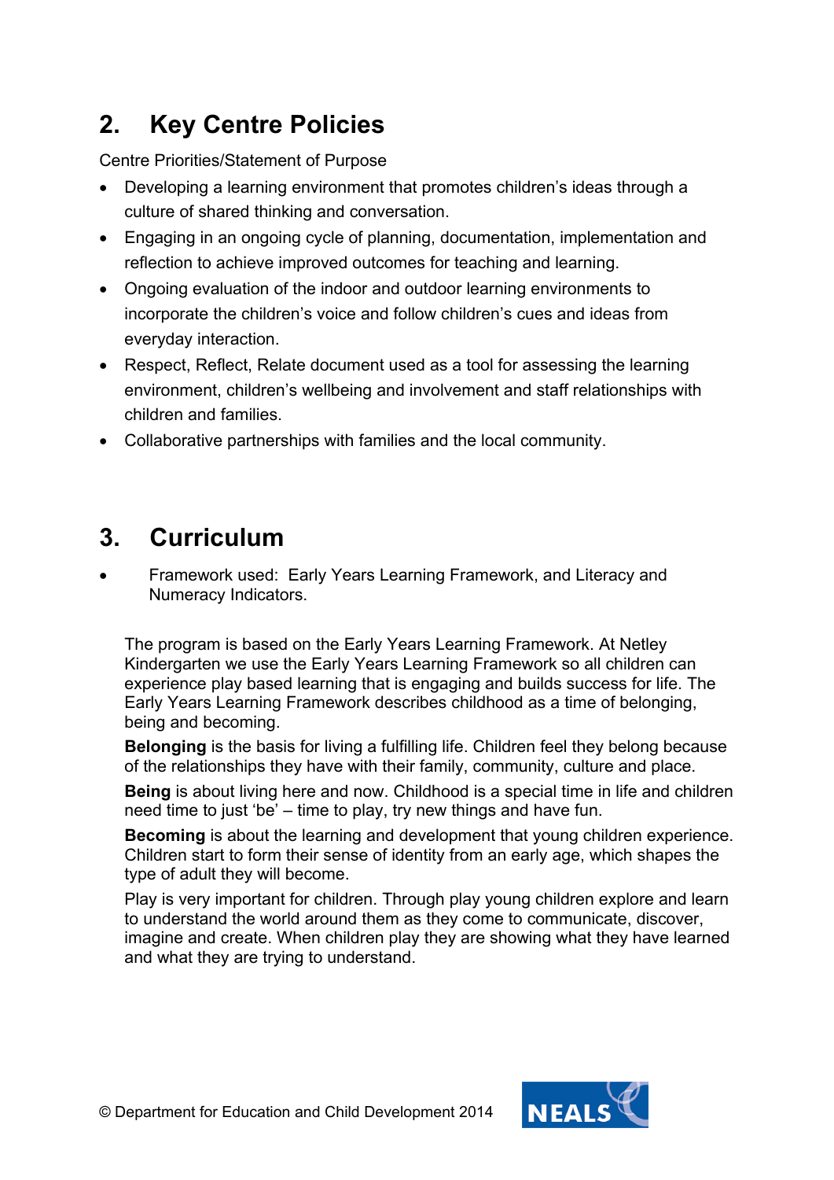## 2. Key Centre Policies

Centre Priorities/Statement of Purpose

- Developing a learning environment that promotes children's ideas through a culture of shared thinking and conversation.
- Engaging in an ongoing cycle of planning, documentation, implementation and reflection to achieve improved outcomes for teaching and learning.
- Ongoing evaluation of the indoor and outdoor learning environments to incorporate the children's voice and follow children's cues and ideas from everyday interaction.
- Respect, Reflect, Relate document used as a tool for assessing the learning environment, children's wellbeing and involvement and staff relationships with children and families.
- Collaborative partnerships with families and the local community.

## 3. Curriculum

- Framework used: Early Years Learning Framework, and Literacy and Numeracy Indicators.

The program is based on the Early Years Learning Framework. At Netley Kindergarten we use the Early Years Learning Framework so all children can experience play based learning that is engaging and builds success for life. The Early Years Learning Framework describes childhood as a time of belonging, being and becoming.

**Belonging** is the basis for living a fulfilling life. Children feel they belong because of the relationships they have with their family, community, culture and place.

**Being** is about living here and now. Childhood is a special time in life and children need time to just 'be' – time to play, try new things and have fun.

**Becoming** is about the learning and development that young children experience. Children start to form their sense of identity from an early age, which shapes the type of adult they will become.

Play is very important for children. Through play young children explore and learn to understand the world around them as they come to communicate, discover, imagine and create. When children play they are showing what they have learned and what they are trying to understand.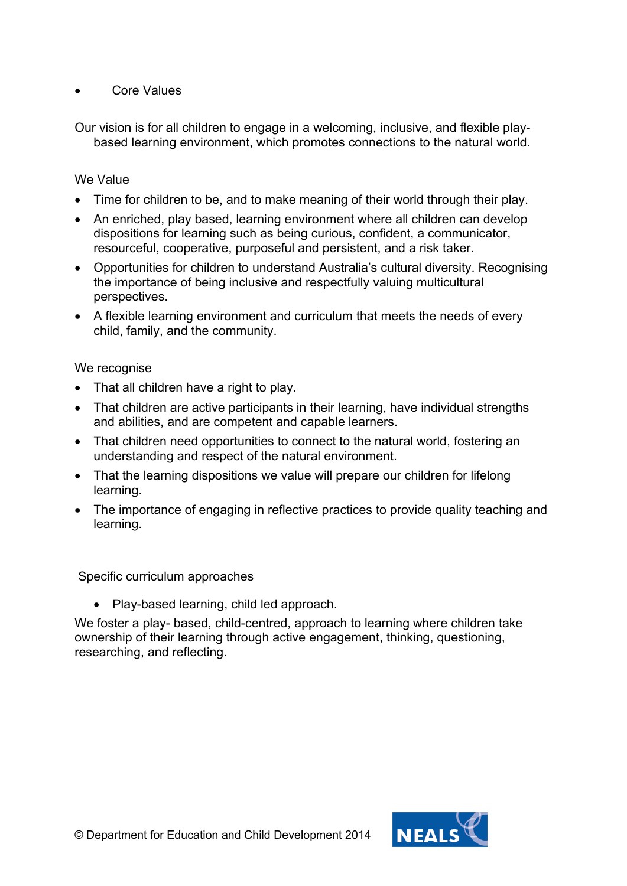- Core Values

Our vision is for all children to engage in a welcoming, inclusive, and flexible play-based learning environment, which promotes connections to the natural world.

We Value

- Time for children to be, and to make meaning of their world through their play.
- An enriched, play based, learning environment where all children can develop dispositions for learning such as being curious, confident, a communicator, resourceful, cooperative, purposeful and persistent, and a risk taker.
- Opportunities for children to understand Australia's cultural diversity. Recognising the importance of being inclusive and respectfully valuing multicultural perspectives.
- A flexible learning environment and curriculum that meets the needs of every child, family, and the community.

We recognise

- That all children have a right to play.
- That children are active participants in their learning, have individual strengths and abilities, and are competent and capable learners.
- That children need opportunities to connect to the natural world, fostering an understanding and respect of the natural environment.
- That the learning dispositions we value will prepare our children for lifelong learning.
- The importance of engaging in reflective practices to provide quality teaching and learning.

Specific curriculum approaches

- Play-based learning, child led approach.

We foster a play- based, child-centred, approach to learning where children take ownership of their learning through active engagement, thinking, questioning, researching, and reflecting.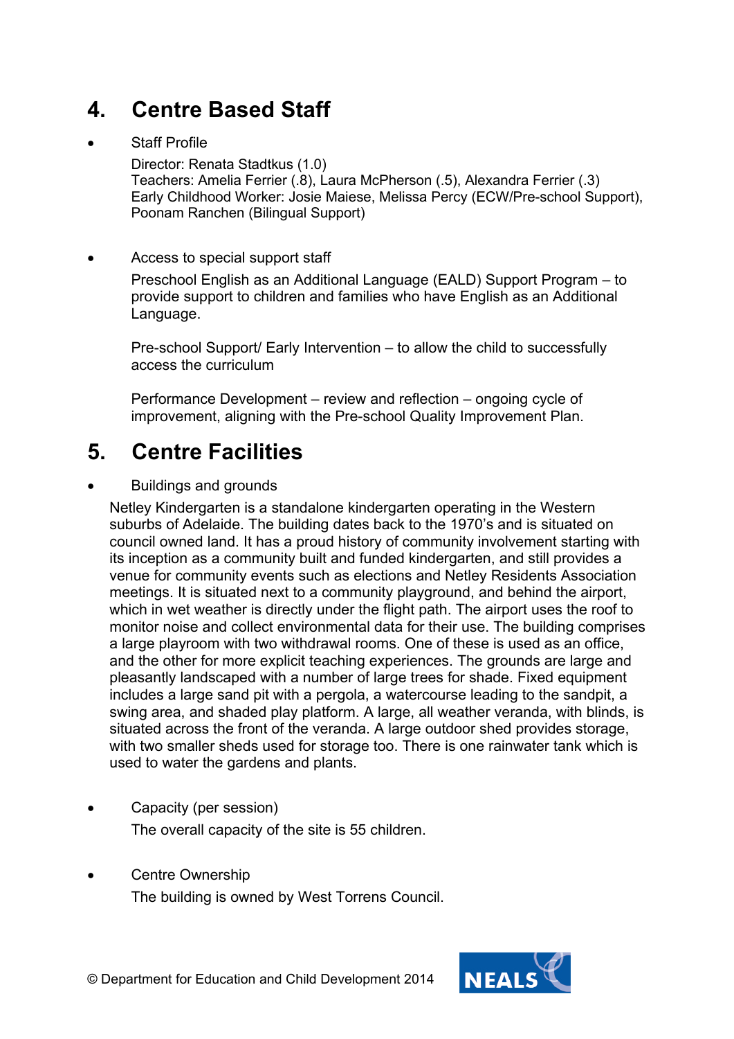## 4. Centre Based Staff

- Staff Profile

  Director: Renata Stadtkus (1.0)
  Teachers: Amelia Ferrier (.8), Laura McPherson (.5), Alexandra Ferrier (.3)
  Early Childhood Worker: Josie Maiese, Melissa Percy (ECW/Pre-school Support), Poonam Ranchen (Bilingual Support)

- Access to special support staff

  Preschool English as an Additional Language (EALD) Support Program – to provide support to children and families who have English as an Additional Language.

  Pre-school Support/ Early Intervention – to allow the child to successfully access the curriculum

  Performance Development – review and reflection – ongoing cycle of improvement, aligning with the Pre-school Quality Improvement Plan.

## 5. Centre Facilities

- Buildings and grounds

  Netley Kindergarten is a standalone kindergarten operating in the Western suburbs of Adelaide. The building dates back to the 1970's and is situated on council owned land. It has a proud history of community involvement starting with its inception as a community built and funded kindergarten, and still provides a venue for community events such as elections and Netley Residents Association meetings. It is situated next to a community playground, and behind the airport, which in wet weather is directly under the flight path. The airport uses the roof to monitor noise and collect environmental data for their use. The building comprises a large playroom with two withdrawal rooms. One of these is used as an office, and the other for more explicit teaching experiences. The grounds are large and pleasantly landscaped with a number of large trees for shade. Fixed equipment includes a large sand pit with a pergola, a watercourse leading to the sandpit, a swing area, and shaded play platform. A large, all weather veranda, with blinds, is situated across the front of the veranda. A large outdoor shed provides storage, with two smaller sheds used for storage too. There is one rainwater tank which is used to water the gardens and plants.

- Capacity (per session)

  The overall capacity of the site is 55 children.

- Centre Ownership

  The building is owned by West Torrens Council.

© Department for Education and Child Development 2014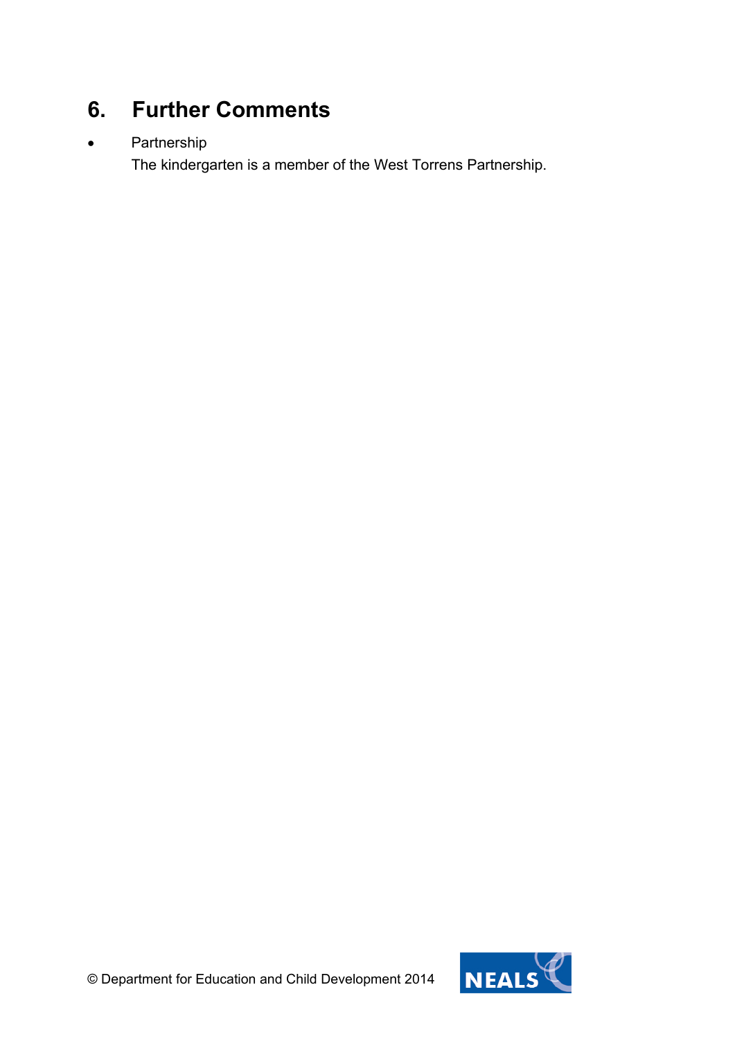## 6. Further Comments

- Partnership

  The kindergarten is a member of the West Torrens Partnership.